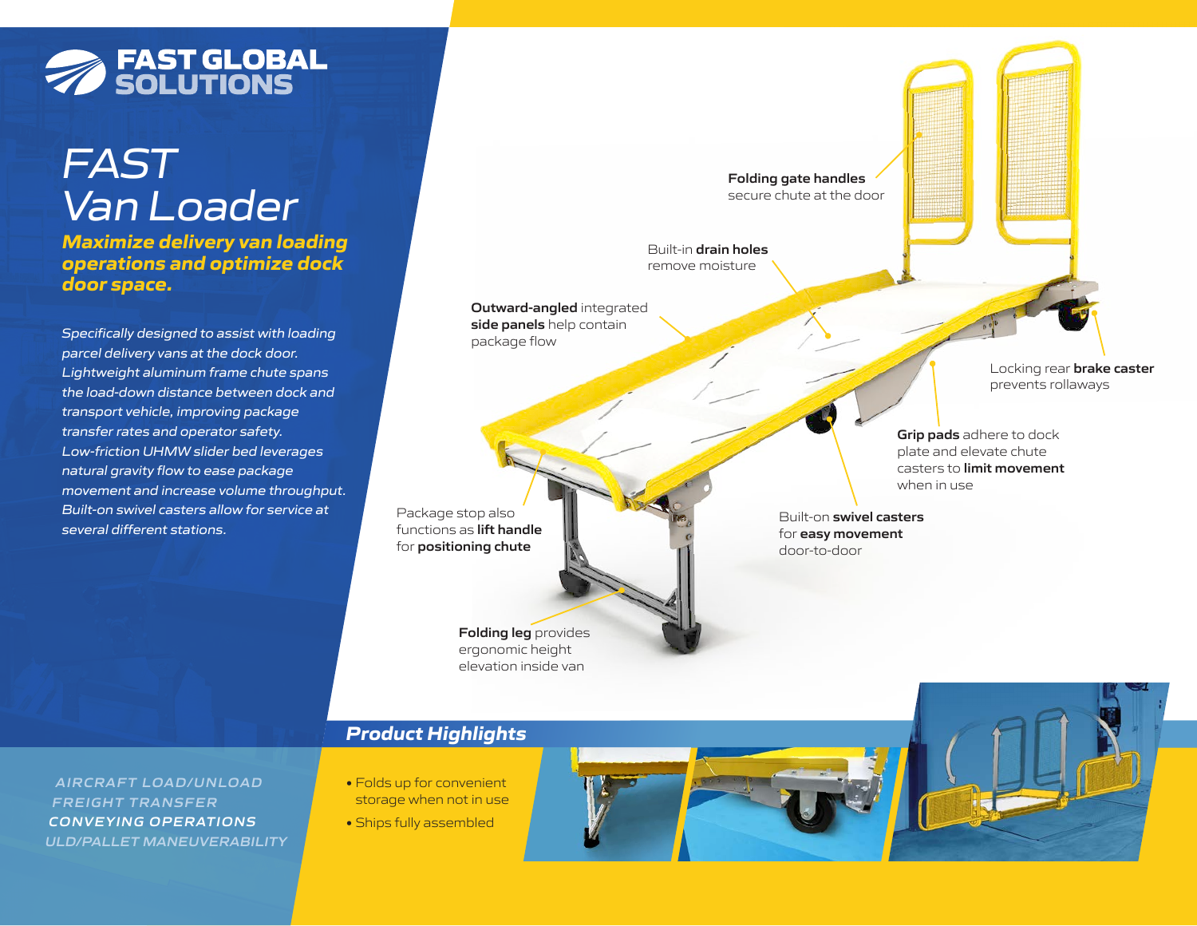FAST GLOBAL SOLUTIONS

# *FAST Van Loader*

***Maximize delivery van loading operations and optimize dock door space.***

*Specifically designed to assist with loading parcel delivery vans at the dock door. Lightweight aluminum frame chute spans the load-down distance between dock and transport vehicle, improving package transfer rates and operator safety. Low-friction UHMW slider bed leverages natural gravity flow to ease package movement and increase volume throughput. Built-on swivel casters allow for service at several different stations.*

**Folding gate handles** secure chute at the door

Built-in **drain holes** remove moisture

**Outward-angled** integrated **side panels** help contain package flow

Locking rear **brake caster** prevents rollaways

**Grip pads** adhere to dock plate and elevate chute casters to **limit movement** when in use

Package stop also functions as **lift handle** for **positioning chute**

Built-on **swivel casters** for **easy movement** door-to-door

**Folding leg** provides ergonomic height elevation inside van

## *Product Highlights*

- Folds up for convenient storage when not in use
- Ships fully assembled

*AIRCRAFT LOAD/UNLOAD*
*FREIGHT TRANSFER*
*CONVEYING OPERATIONS*
*ULD/PALLET MANEUVERABILITY*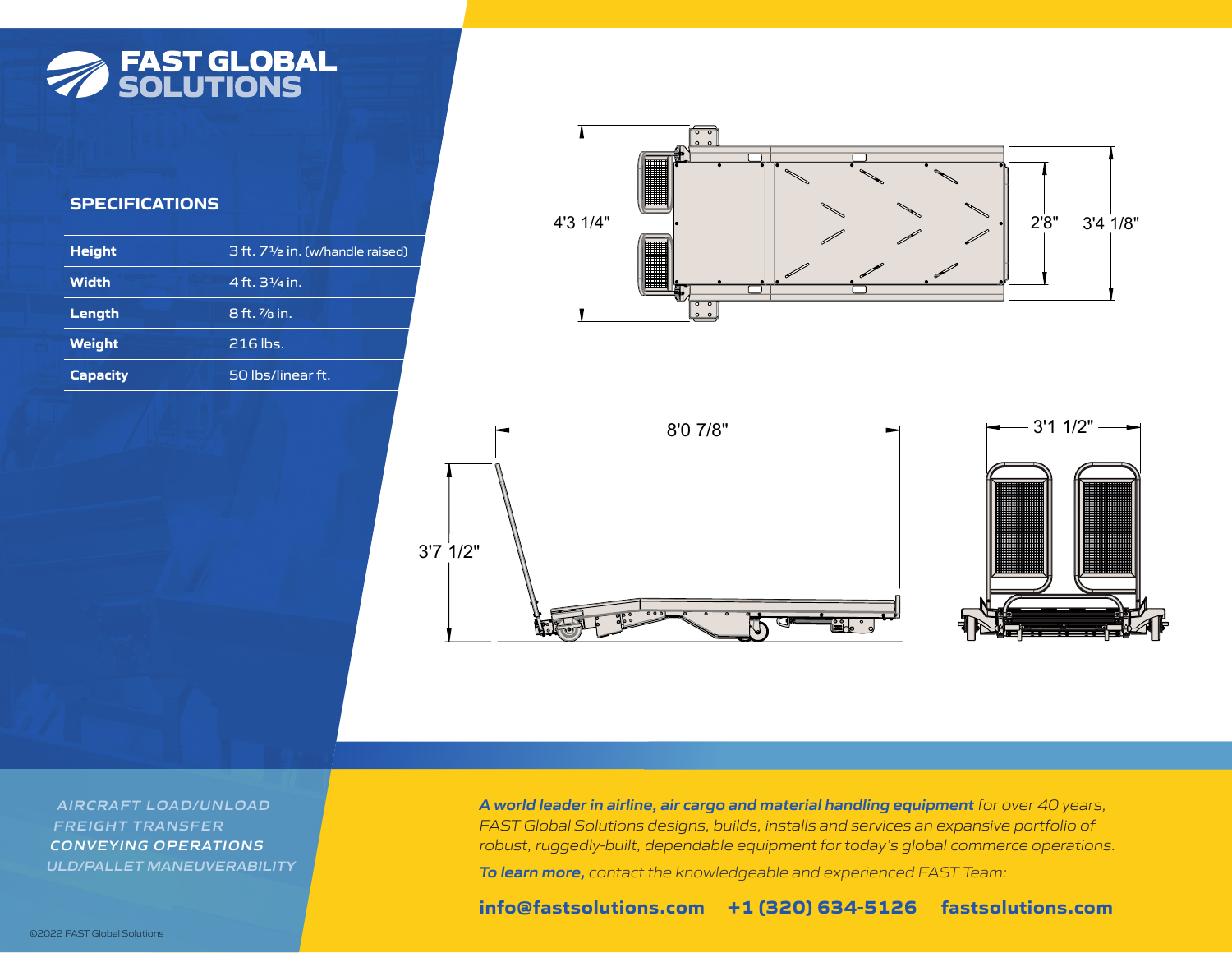FAST GLOBAL SOLUTIONS

## SPECIFICATIONS

| | |
|---|---|
| **Height** | 3 ft. 7½ in. (w/handle raised) |
| **Width** | 4 ft. 3¼ in. |
| **Length** | 8 ft. ⅞ in. |
| **Weight** | 216 lbs. |
| **Capacity** | 50 lbs/linear ft. |

4'3 1/4"

2'8"

3'4 1/8"

8'0 7/8"

3'7 1/2"

3'1 1/2"

*AIRCRAFT LOAD/UNLOAD*
*FREIGHT TRANSFER*
*CONVEYING OPERATIONS*
*ULD/PALLET MANEUVERABILITY*

***A world leader in airline, air cargo and material handling equipment*** *for over 40 years, FAST Global Solutions designs, builds, installs and services an expansive portfolio of robust, ruggedly-built, dependable equipment for today's global commerce operations.*

***To learn more,*** *contact the knowledgeable and experienced FAST Team:*

**info@fastsolutions.com** **+1 (320) 634-5126** **fastsolutions.com**

©2022 FAST Global Solutions